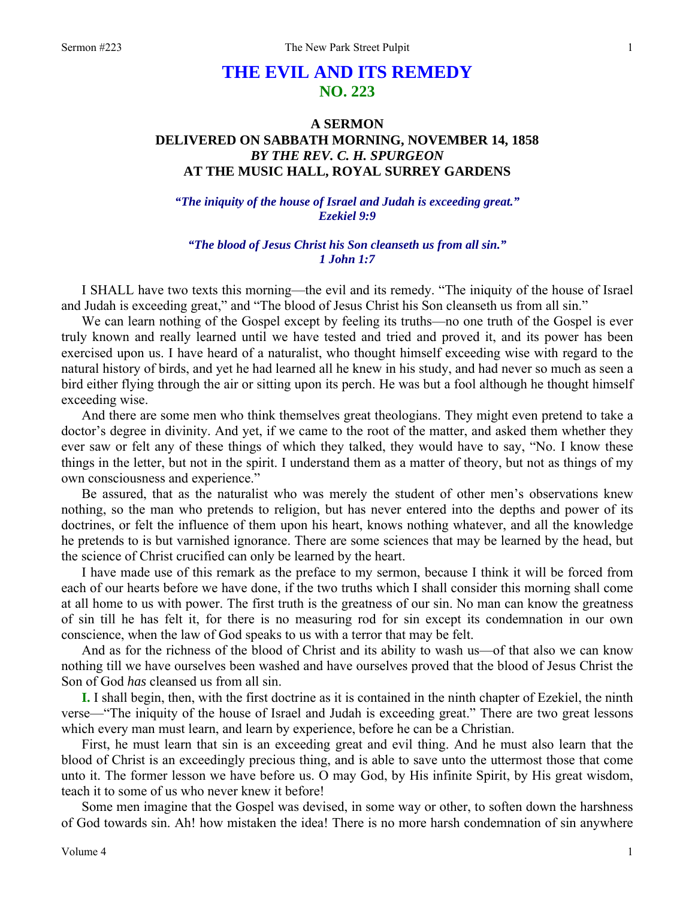# THE EVIL AND ITS REMEDY
## NO. 223

### A SERMON
### DELIVERED ON SABBATH MORNING, NOVEMBER 14, 1858
### *BY THE REV. C. H. SPURGEON*
### AT THE MUSIC HALL, ROYAL SURREY GARDENS

*"The iniquity of the house of Israel and Judah is exceeding great."*
*Ezekiel 9:9*

*"The blood of Jesus Christ his Son cleanseth us from all sin."*
*1 John 1:7*

I SHALL have two texts this morning—the evil and its remedy. "The iniquity of the house of Israel and Judah is exceeding great," and "The blood of Jesus Christ his Son cleanseth us from all sin."

We can learn nothing of the Gospel except by feeling its truths—no one truth of the Gospel is ever truly known and really learned until we have tested and tried and proved it, and its power has been exercised upon us. I have heard of a naturalist, who thought himself exceeding wise with regard to the natural history of birds, and yet he had learned all he knew in his study, and had never so much as seen a bird either flying through the air or sitting upon its perch. He was but a fool although he thought himself exceeding wise.

And there are some men who think themselves great theologians. They might even pretend to take a doctor's degree in divinity. And yet, if we came to the root of the matter, and asked them whether they ever saw or felt any of these things of which they talked, they would have to say, "No. I know these things in the letter, but not in the spirit. I understand them as a matter of theory, but not as things of my own consciousness and experience."

Be assured, that as the naturalist who was merely the student of other men's observations knew nothing, so the man who pretends to religion, but has never entered into the depths and power of its doctrines, or felt the influence of them upon his heart, knows nothing whatever, and all the knowledge he pretends to is but varnished ignorance. There are some sciences that may be learned by the head, but the science of Christ crucified can only be learned by the heart.

I have made use of this remark as the preface to my sermon, because I think it will be forced from each of our hearts before we have done, if the two truths which I shall consider this morning shall come at all home to us with power. The first truth is the greatness of our sin. No man can know the greatness of sin till he has felt it, for there is no measuring rod for sin except its condemnation in our own conscience, when the law of God speaks to us with a terror that may be felt.

And as for the richness of the blood of Christ and its ability to wash us—of that also we can know nothing till we have ourselves been washed and have ourselves proved that the blood of Jesus Christ the Son of God *has* cleansed us from all sin.

**I.** I shall begin, then, with the first doctrine as it is contained in the ninth chapter of Ezekiel, the ninth verse—"The iniquity of the house of Israel and Judah is exceeding great." There are two great lessons which every man must learn, and learn by experience, before he can be a Christian.

First, he must learn that sin is an exceeding great and evil thing. And he must also learn that the blood of Christ is an exceedingly precious thing, and is able to save unto the uttermost those that come unto it. The former lesson we have before us. O may God, by His infinite Spirit, by His great wisdom, teach it to some of us who never knew it before!

Some men imagine that the Gospel was devised, in some way or other, to soften down the harshness of God towards sin. Ah! how mistaken the idea! There is no more harsh condemnation of sin anywhere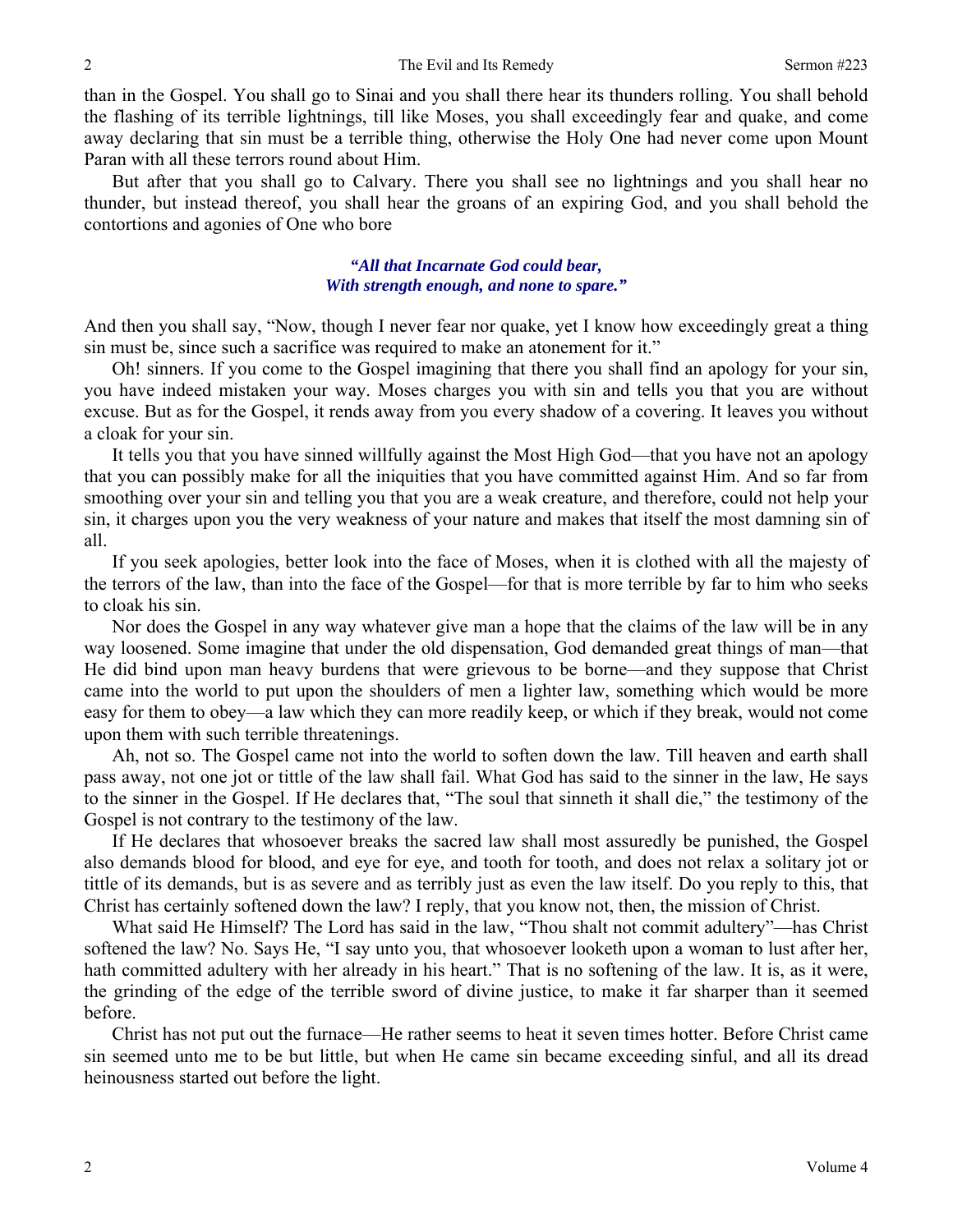than in the Gospel. You shall go to Sinai and you shall there hear its thunders rolling. You shall behold the flashing of its terrible lightnings, till like Moses, you shall exceedingly fear and quake, and come away declaring that sin must be a terrible thing, otherwise the Holy One had never come upon Mount Paran with all these terrors round about Him.

But after that you shall go to Calvary. There you shall see no lightnings and you shall hear no thunder, but instead thereof, you shall hear the groans of an expiring God, and you shall behold the contortions and agonies of One who bore

*"All that Incarnate God could bear,*
*With strength enough, and none to spare."*

And then you shall say, "Now, though I never fear nor quake, yet I know how exceedingly great a thing sin must be, since such a sacrifice was required to make an atonement for it."

Oh! sinners. If you come to the Gospel imagining that there you shall find an apology for your sin, you have indeed mistaken your way. Moses charges you with sin and tells you that you are without excuse. But as for the Gospel, it rends away from you every shadow of a covering. It leaves you without a cloak for your sin.

It tells you that you have sinned willfully against the Most High God—that you have not an apology that you can possibly make for all the iniquities that you have committed against Him. And so far from smoothing over your sin and telling you that you are a weak creature, and therefore, could not help your sin, it charges upon you the very weakness of your nature and makes that itself the most damning sin of all.

If you seek apologies, better look into the face of Moses, when it is clothed with all the majesty of the terrors of the law, than into the face of the Gospel—for that is more terrible by far to him who seeks to cloak his sin.

Nor does the Gospel in any way whatever give man a hope that the claims of the law will be in any way loosened. Some imagine that under the old dispensation, God demanded great things of man—that He did bind upon man heavy burdens that were grievous to be borne—and they suppose that Christ came into the world to put upon the shoulders of men a lighter law, something which would be more easy for them to obey—a law which they can more readily keep, or which if they break, would not come upon them with such terrible threatenings.

Ah, not so. The Gospel came not into the world to soften down the law. Till heaven and earth shall pass away, not one jot or tittle of the law shall fail. What God has said to the sinner in the law, He says to the sinner in the Gospel. If He declares that, "The soul that sinneth it shall die," the testimony of the Gospel is not contrary to the testimony of the law.

If He declares that whosoever breaks the sacred law shall most assuredly be punished, the Gospel also demands blood for blood, and eye for eye, and tooth for tooth, and does not relax a solitary jot or tittle of its demands, but is as severe and as terribly just as even the law itself. Do you reply to this, that Christ has certainly softened down the law? I reply, that you know not, then, the mission of Christ.

What said He Himself? The Lord has said in the law, "Thou shalt not commit adultery"—has Christ softened the law? No. Says He, "I say unto you, that whosoever looketh upon a woman to lust after her, hath committed adultery with her already in his heart." That is no softening of the law. It is, as it were, the grinding of the edge of the terrible sword of divine justice, to make it far sharper than it seemed before.

Christ has not put out the furnace—He rather seems to heat it seven times hotter. Before Christ came sin seemed unto me to be but little, but when He came sin became exceeding sinful, and all its dread heinousness started out before the light.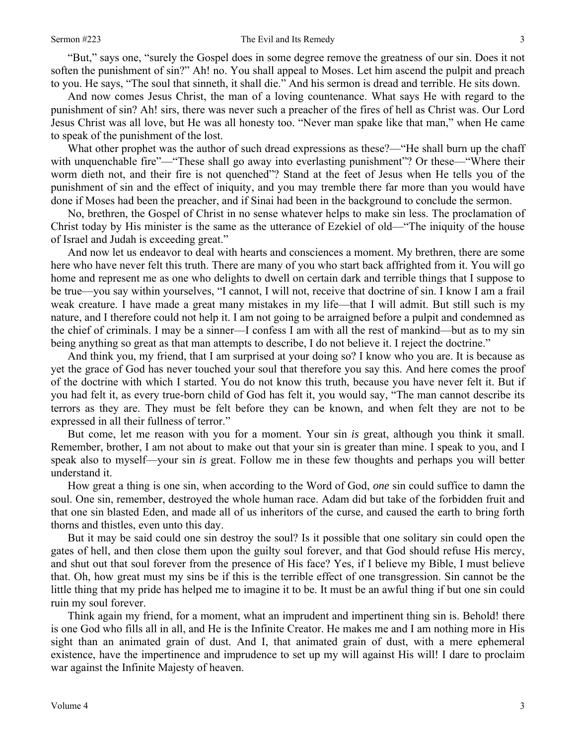"But," says one, "surely the Gospel does in some degree remove the greatness of our sin. Does it not soften the punishment of sin?" Ah! no. You shall appeal to Moses. Let him ascend the pulpit and preach to you. He says, "The soul that sinneth, it shall die." And his sermon is dread and terrible. He sits down.

And now comes Jesus Christ, the man of a loving countenance. What says He with regard to the punishment of sin? Ah! sirs, there was never such a preacher of the fires of hell as Christ was. Our Lord Jesus Christ was all love, but He was all honesty too. "Never man spake like that man," when He came to speak of the punishment of the lost.

What other prophet was the author of such dread expressions as these?—"He shall burn up the chaff with unquenchable fire"—"These shall go away into everlasting punishment"? Or these—"Where their worm dieth not, and their fire is not quenched"? Stand at the feet of Jesus when He tells you of the punishment of sin and the effect of iniquity, and you may tremble there far more than you would have done if Moses had been the preacher, and if Sinai had been in the background to conclude the sermon.

No, brethren, the Gospel of Christ in no sense whatever helps to make sin less. The proclamation of Christ today by His minister is the same as the utterance of Ezekiel of old—"The iniquity of the house of Israel and Judah is exceeding great."

And now let us endeavor to deal with hearts and consciences a moment. My brethren, there are some here who have never felt this truth. There are many of you who start back affrighted from it. You will go home and represent me as one who delights to dwell on certain dark and terrible things that I suppose to be true—you say within yourselves, "I cannot, I will not, receive that doctrine of sin. I know I am a frail weak creature. I have made a great many mistakes in my life—that I will admit. But still such is my nature, and I therefore could not help it. I am not going to be arraigned before a pulpit and condemned as the chief of criminals. I may be a sinner—I confess I am with all the rest of mankind—but as to my sin being anything so great as that man attempts to describe, I do not believe it. I reject the doctrine."

And think you, my friend, that I am surprised at your doing so? I know who you are. It is because as yet the grace of God has never touched your soul that therefore you say this. And here comes the proof of the doctrine with which I started. You do not know this truth, because you have never felt it. But if you had felt it, as every true-born child of God has felt it, you would say, "The man cannot describe its terrors as they are. They must be felt before they can be known, and when felt they are not to be expressed in all their fullness of terror."

But come, let me reason with you for a moment. Your sin *is* great, although you think it small. Remember, brother, I am not about to make out that your sin is greater than mine. I speak to you, and I speak also to myself—your sin *is* great. Follow me in these few thoughts and perhaps you will better understand it.

How great a thing is one sin, when according to the Word of God, *one* sin could suffice to damn the soul. One sin, remember, destroyed the whole human race. Adam did but take of the forbidden fruit and that one sin blasted Eden, and made all of us inheritors of the curse, and caused the earth to bring forth thorns and thistles, even unto this day.

But it may be said could one sin destroy the soul? Is it possible that one solitary sin could open the gates of hell, and then close them upon the guilty soul forever, and that God should refuse His mercy, and shut out that soul forever from the presence of His face? Yes, if I believe my Bible, I must believe that. Oh, how great must my sins be if this is the terrible effect of one transgression. Sin cannot be the little thing that my pride has helped me to imagine it to be. It must be an awful thing if but one sin could ruin my soul forever.

Think again my friend, for a moment, what an imprudent and impertinent thing sin is. Behold! there is one God who fills all in all, and He is the Infinite Creator. He makes me and I am nothing more in His sight than an animated grain of dust. And I, that animated grain of dust, with a mere ephemeral existence, have the impertinence and imprudence to set up my will against His will! I dare to proclaim war against the Infinite Majesty of heaven.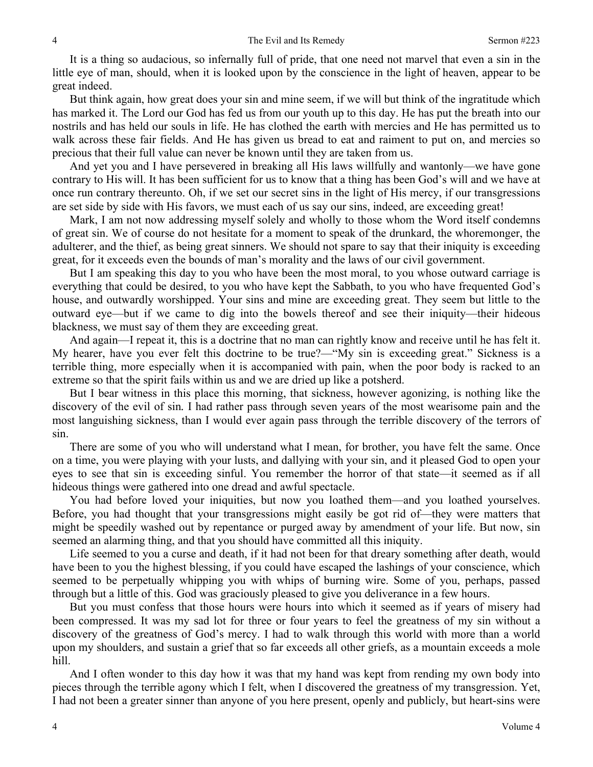It is a thing so audacious, so infernally full of pride, that one need not marvel that even a sin in the little eye of man, should, when it is looked upon by the conscience in the light of heaven, appear to be great indeed.

But think again, how great does your sin and mine seem, if we will but think of the ingratitude which has marked it. The Lord our God has fed us from our youth up to this day. He has put the breath into our nostrils and has held our souls in life. He has clothed the earth with mercies and He has permitted us to walk across these fair fields. And He has given us bread to eat and raiment to put on, and mercies so precious that their full value can never be known until they are taken from us.

And yet you and I have persevered in breaking all His laws willfully and wantonly—we have gone contrary to His will. It has been sufficient for us to know that a thing has been God's will and we have at once run contrary thereunto. Oh, if we set our secret sins in the light of His mercy, if our transgressions are set side by side with His favors, we must each of us say our sins, indeed, are exceeding great!

Mark, I am not now addressing myself solely and wholly to those whom the Word itself condemns of great sin. We of course do not hesitate for a moment to speak of the drunkard, the whoremonger, the adulterer, and the thief, as being great sinners. We should not spare to say that their iniquity is exceeding great, for it exceeds even the bounds of man's morality and the laws of our civil government.

But I am speaking this day to you who have been the most moral, to you whose outward carriage is everything that could be desired, to you who have kept the Sabbath, to you who have frequented God's house, and outwardly worshipped. Your sins and mine are exceeding great. They seem but little to the outward eye—but if we came to dig into the bowels thereof and see their iniquity—their hideous blackness, we must say of them they are exceeding great.

And again—I repeat it, this is a doctrine that no man can rightly know and receive until he has felt it. My hearer, have you ever felt this doctrine to be true?—"My sin is exceeding great." Sickness is a terrible thing, more especially when it is accompanied with pain, when the poor body is racked to an extreme so that the spirit fails within us and we are dried up like a potsherd.

But I bear witness in this place this morning, that sickness, however agonizing, is nothing like the discovery of the evil of sin. I had rather pass through seven years of the most wearisome pain and the most languishing sickness, than I would ever again pass through the terrible discovery of the terrors of sin.

There are some of you who will understand what I mean, for brother, you have felt the same. Once on a time, you were playing with your lusts, and dallying with your sin, and it pleased God to open your eyes to see that sin is exceeding sinful. You remember the horror of that state—it seemed as if all hideous things were gathered into one dread and awful spectacle.

You had before loved your iniquities, but now you loathed them—and you loathed yourselves. Before, you had thought that your transgressions might easily be got rid of—they were matters that might be speedily washed out by repentance or purged away by amendment of your life. But now, sin seemed an alarming thing, and that you should have committed all this iniquity.

Life seemed to you a curse and death, if it had not been for that dreary something after death, would have been to you the highest blessing, if you could have escaped the lashings of your conscience, which seemed to be perpetually whipping you with whips of burning wire. Some of you, perhaps, passed through but a little of this. God was graciously pleased to give you deliverance in a few hours.

But you must confess that those hours were hours into which it seemed as if years of misery had been compressed. It was my sad lot for three or four years to feel the greatness of my sin without a discovery of the greatness of God's mercy. I had to walk through this world with more than a world upon my shoulders, and sustain a grief that so far exceeds all other griefs, as a mountain exceeds a mole hill.

And I often wonder to this day how it was that my hand was kept from rending my own body into pieces through the terrible agony which I felt, when I discovered the greatness of my transgression. Yet, I had not been a greater sinner than anyone of you here present, openly and publicly, but heart-sins were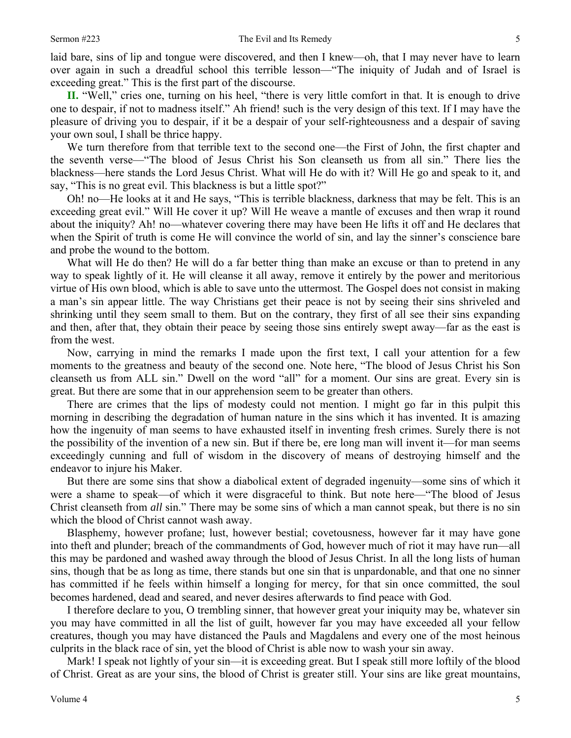laid bare, sins of lip and tongue were discovered, and then I knew—oh, that I may never have to learn over again in such a dreadful school this terrible lesson—"The iniquity of Judah and of Israel is exceeding great." This is the first part of the discourse.

**II.** "Well," cries one, turning on his heel, "there is very little comfort in that. It is enough to drive one to despair, if not to madness itself." Ah friend! such is the very design of this text. If I may have the pleasure of driving you to despair, if it be a despair of your self-righteousness and a despair of saving your own soul, I shall be thrice happy.

We turn therefore from that terrible text to the second one—the First of John, the first chapter and the seventh verse—"The blood of Jesus Christ his Son cleanseth us from all sin." There lies the blackness—here stands the Lord Jesus Christ. What will He do with it? Will He go and speak to it, and say, "This is no great evil. This blackness is but a little spot?"

Oh! no—He looks at it and He says, "This is terrible blackness, darkness that may be felt. This is an exceeding great evil." Will He cover it up? Will He weave a mantle of excuses and then wrap it round about the iniquity? Ah! no—whatever covering there may have been He lifts it off and He declares that when the Spirit of truth is come He will convince the world of sin, and lay the sinner's conscience bare and probe the wound to the bottom.

What will He do then? He will do a far better thing than make an excuse or than to pretend in any way to speak lightly of it. He will cleanse it all away, remove it entirely by the power and meritorious virtue of His own blood, which is able to save unto the uttermost. The Gospel does not consist in making a man's sin appear little. The way Christians get their peace is not by seeing their sins shriveled and shrinking until they seem small to them. But on the contrary, they first of all see their sins expanding and then, after that, they obtain their peace by seeing those sins entirely swept away—far as the east is from the west.

Now, carrying in mind the remarks I made upon the first text, I call your attention for a few moments to the greatness and beauty of the second one. Note here, "The blood of Jesus Christ his Son cleanseth us from ALL sin." Dwell on the word "all" for a moment. Our sins are great. Every sin is great. But there are some that in our apprehension seem to be greater than others.

There are crimes that the lips of modesty could not mention. I might go far in this pulpit this morning in describing the degradation of human nature in the sins which it has invented. It is amazing how the ingenuity of man seems to have exhausted itself in inventing fresh crimes. Surely there is not the possibility of the invention of a new sin. But if there be, ere long man will invent it—for man seems exceedingly cunning and full of wisdom in the discovery of means of destroying himself and the endeavor to injure his Maker.

But there are some sins that show a diabolical extent of degraded ingenuity—some sins of which it were a shame to speak—of which it were disgraceful to think. But note here—"The blood of Jesus Christ cleanseth from *all* sin." There may be some sins of which a man cannot speak, but there is no sin which the blood of Christ cannot wash away.

Blasphemy, however profane; lust, however bestial; covetousness, however far it may have gone into theft and plunder; breach of the commandments of God, however much of riot it may have run—all this may be pardoned and washed away through the blood of Jesus Christ. In all the long lists of human sins, though that be as long as time, there stands but one sin that is unpardonable, and that one no sinner has committed if he feels within himself a longing for mercy, for that sin once committed, the soul becomes hardened, dead and seared, and never desires afterwards to find peace with God.

I therefore declare to you, O trembling sinner, that however great your iniquity may be, whatever sin you may have committed in all the list of guilt, however far you may have exceeded all your fellow creatures, though you may have distanced the Pauls and Magdalens and every one of the most heinous culprits in the black race of sin, yet the blood of Christ is able now to wash your sin away.

Mark! I speak not lightly of your sin—it is exceeding great. But I speak still more loftily of the blood of Christ. Great as are your sins, the blood of Christ is greater still. Your sins are like great mountains,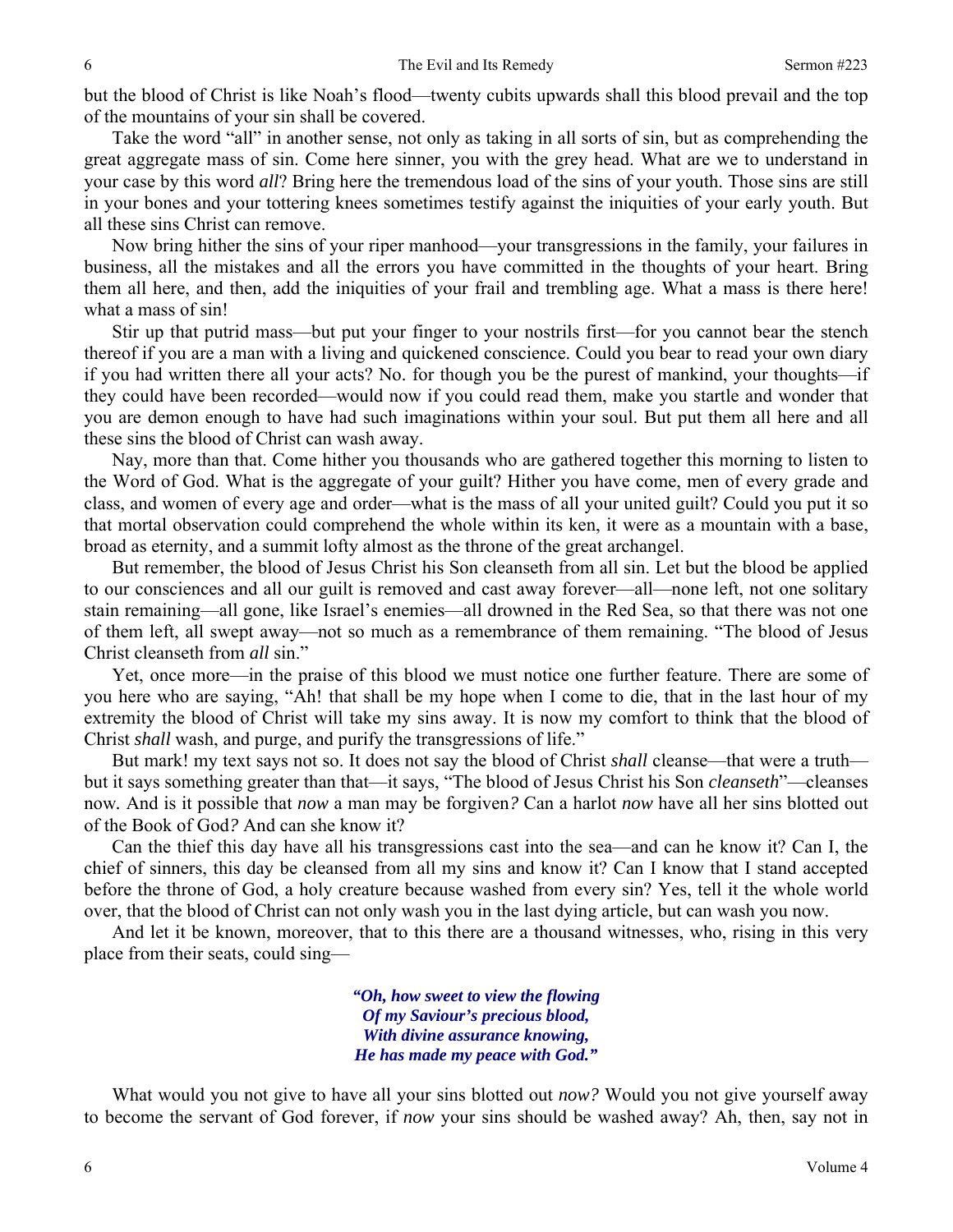but the blood of Christ is like Noah's flood—twenty cubits upwards shall this blood prevail and the top of the mountains of your sin shall be covered.

Take the word "all" in another sense, not only as taking in all sorts of sin, but as comprehending the great aggregate mass of sin. Come here sinner, you with the grey head. What are we to understand in your case by this word *all*? Bring here the tremendous load of the sins of your youth. Those sins are still in your bones and your tottering knees sometimes testify against the iniquities of your early youth. But all these sins Christ can remove.

Now bring hither the sins of your riper manhood—your transgressions in the family, your failures in business, all the mistakes and all the errors you have committed in the thoughts of your heart. Bring them all here, and then, add the iniquities of your frail and trembling age. What a mass is there here! what a mass of sin!

Stir up that putrid mass—but put your finger to your nostrils first—for you cannot bear the stench thereof if you are a man with a living and quickened conscience. Could you bear to read your own diary if you had written there all your acts? No. for though you be the purest of mankind, your thoughts—if they could have been recorded—would now if you could read them, make you startle and wonder that you are demon enough to have had such imaginations within your soul. But put them all here and all these sins the blood of Christ can wash away.

Nay, more than that. Come hither you thousands who are gathered together this morning to listen to the Word of God. What is the aggregate of your guilt? Hither you have come, men of every grade and class, and women of every age and order—what is the mass of all your united guilt? Could you put it so that mortal observation could comprehend the whole within its ken, it were as a mountain with a base, broad as eternity, and a summit lofty almost as the throne of the great archangel.

But remember, the blood of Jesus Christ his Son cleanseth from all sin. Let but the blood be applied to our consciences and all our guilt is removed and cast away forever—all—none left, not one solitary stain remaining—all gone, like Israel's enemies—all drowned in the Red Sea, so that there was not one of them left, all swept away—not so much as a remembrance of them remaining. "The blood of Jesus Christ cleanseth from *all* sin."

Yet, once more—in the praise of this blood we must notice one further feature. There are some of you here who are saying, "Ah! that shall be my hope when I come to die, that in the last hour of my extremity the blood of Christ will take my sins away. It is now my comfort to think that the blood of Christ *shall* wash, and purge, and purify the transgressions of life."

But mark! my text says not so. It does not say the blood of Christ *shall* cleanse—that were a truth—but it says something greater than that—it says, "The blood of Jesus Christ his Son *cleanseth*"—cleanses now. And is it possible that *now* a man may be forgiven*?* Can a harlot *now* have all her sins blotted out of the Book of God*?* And can she know it?

Can the thief this day have all his transgressions cast into the sea—and can he know it? Can I, the chief of sinners, this day be cleansed from all my sins and know it? Can I know that I stand accepted before the throne of God, a holy creature because washed from every sin? Yes, tell it the whole world over, that the blood of Christ can not only wash you in the last dying article, but can wash you now.

And let it be known, moreover, that to this there are a thousand witnesses, who, rising in this very place from their seats, could sing—

> ***"Oh, how sweet to view the flowing***
> ***Of my Saviour's precious blood,***
> ***With divine assurance knowing,***
> ***He has made my peace with God."***

What would you not give to have all your sins blotted out *now?* Would you not give yourself away to become the servant of God forever, if *now* your sins should be washed away? Ah, then, say not in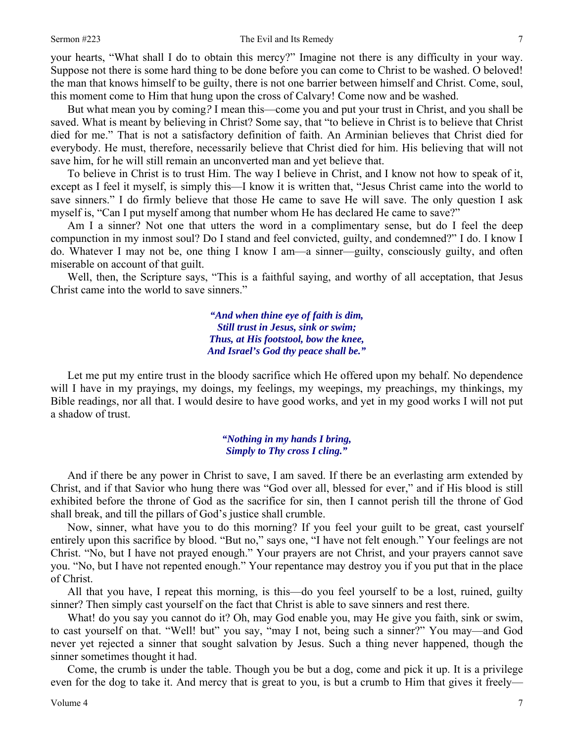your hearts, "What shall I do to obtain this mercy?" Imagine not there is any difficulty in your way. Suppose not there is some hard thing to be done before you can come to Christ to be washed. O beloved! the man that knows himself to be guilty, there is not one barrier between himself and Christ. Come, soul, this moment come to Him that hung upon the cross of Calvary! Come now and be washed.

But what mean you by coming*?* I mean this—come you and put your trust in Christ, and you shall be saved. What is meant by believing in Christ? Some say, that "to believe in Christ is to believe that Christ died for me." That is not a satisfactory definition of faith. An Arminian believes that Christ died for everybody. He must, therefore, necessarily believe that Christ died for him. His believing that will not save him, for he will still remain an unconverted man and yet believe that.

To believe in Christ is to trust Him. The way I believe in Christ, and I know not how to speak of it, except as I feel it myself, is simply this—I know it is written that, "Jesus Christ came into the world to save sinners." I do firmly believe that those He came to save He will save. The only question I ask myself is, "Can I put myself among that number whom He has declared He came to save?"

Am I a sinner? Not one that utters the word in a complimentary sense, but do I feel the deep compunction in my inmost soul? Do I stand and feel convicted, guilty, and condemned?" I do. I know I do. Whatever I may not be, one thing I know I am—a sinner—guilty, consciously guilty, and often miserable on account of that guilt.

Well, then, the Scripture says, "This is a faithful saying, and worthy of all acceptation, that Jesus Christ came into the world to save sinners."

> ***"And when thine eye of faith is dim,***
> ***Still trust in Jesus, sink or swim;***
> ***Thus, at His footstool, bow the knee,***
> ***And Israel's God thy peace shall be."***

Let me put my entire trust in the bloody sacrifice which He offered upon my behalf. No dependence will I have in my prayings, my doings, my feelings, my weepings, my preachings, my thinkings, my Bible readings, nor all that. I would desire to have good works, and yet in my good works I will not put a shadow of trust.

> ***"Nothing in my hands I bring,***
> ***Simply to Thy cross I cling."***

And if there be any power in Christ to save, I am saved. If there be an everlasting arm extended by Christ, and if that Savior who hung there was "God over all, blessed for ever," and if His blood is still exhibited before the throne of God as the sacrifice for sin, then I cannot perish till the throne of God shall break, and till the pillars of God's justice shall crumble.

Now, sinner, what have you to do this morning? If you feel your guilt to be great, cast yourself entirely upon this sacrifice by blood. "But no," says one, "I have not felt enough." Your feelings are not Christ. "No, but I have not prayed enough." Your prayers are not Christ, and your prayers cannot save you. "No, but I have not repented enough." Your repentance may destroy you if you put that in the place of Christ.

All that you have, I repeat this morning, is this—do you feel yourself to be a lost, ruined, guilty sinner? Then simply cast yourself on the fact that Christ is able to save sinners and rest there.

What! do you say you cannot do it? Oh, may God enable you, may He give you faith, sink or swim, to cast yourself on that. "Well! but" you say, "may I not, being such a sinner?" You may—and God never yet rejected a sinner that sought salvation by Jesus. Such a thing never happened, though the sinner sometimes thought it had.

Come, the crumb is under the table. Though you be but a dog, come and pick it up. It is a privilege even for the dog to take it. And mercy that is great to you, is but a crumb to Him that gives it freely—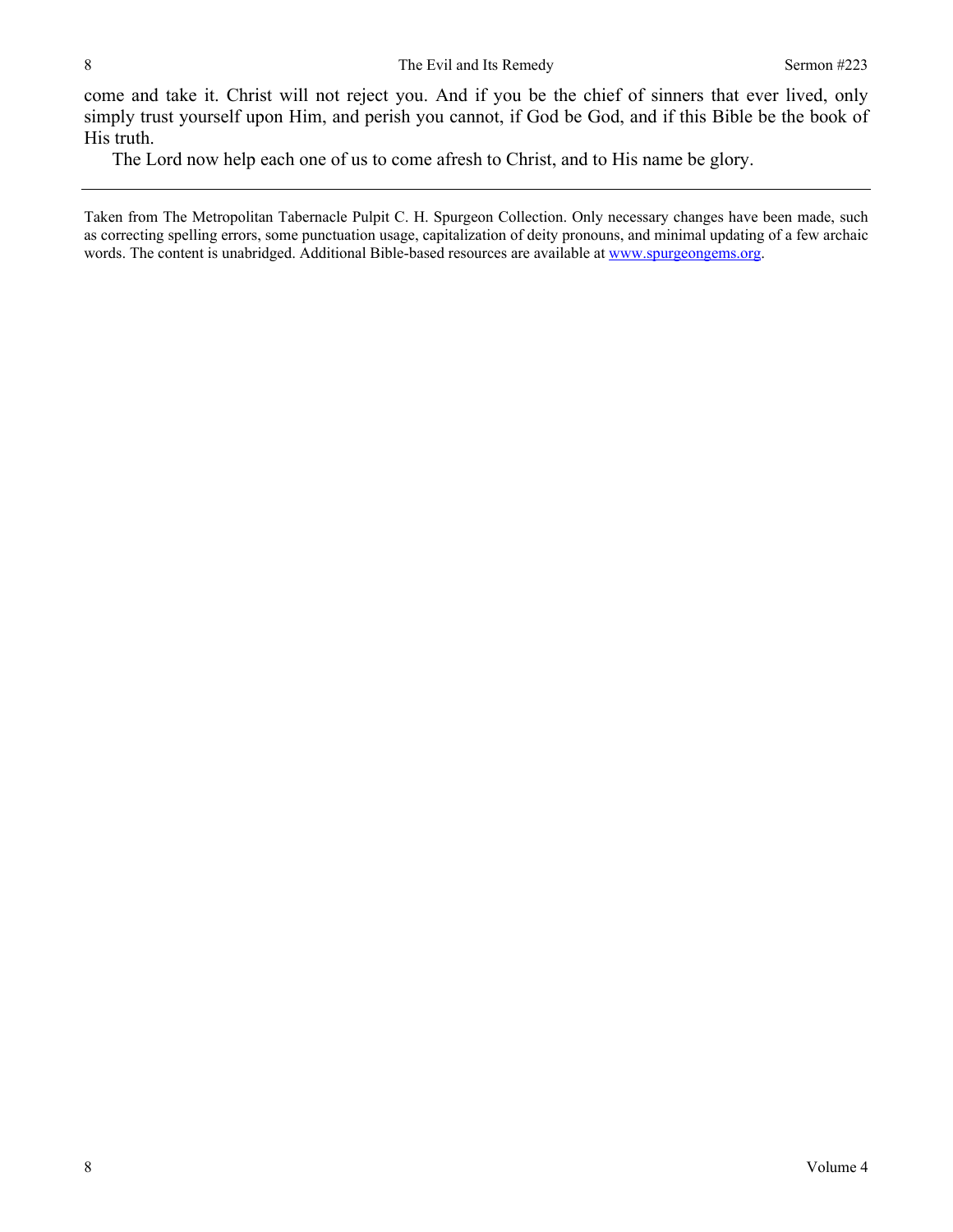come and take it. Christ will not reject you. And if you be the chief of sinners that ever lived, only simply trust yourself upon Him, and perish you cannot, if God be God, and if this Bible be the book of His truth.

The Lord now help each one of us to come afresh to Christ, and to His name be glory.

---

Taken from The Metropolitan Tabernacle Pulpit C. H. Spurgeon Collection. Only necessary changes have been made, such as correcting spelling errors, some punctuation usage, capitalization of deity pronouns, and minimal updating of a few archaic words. The content is unabridged. Additional Bible-based resources are available at www.spurgeongems.org.